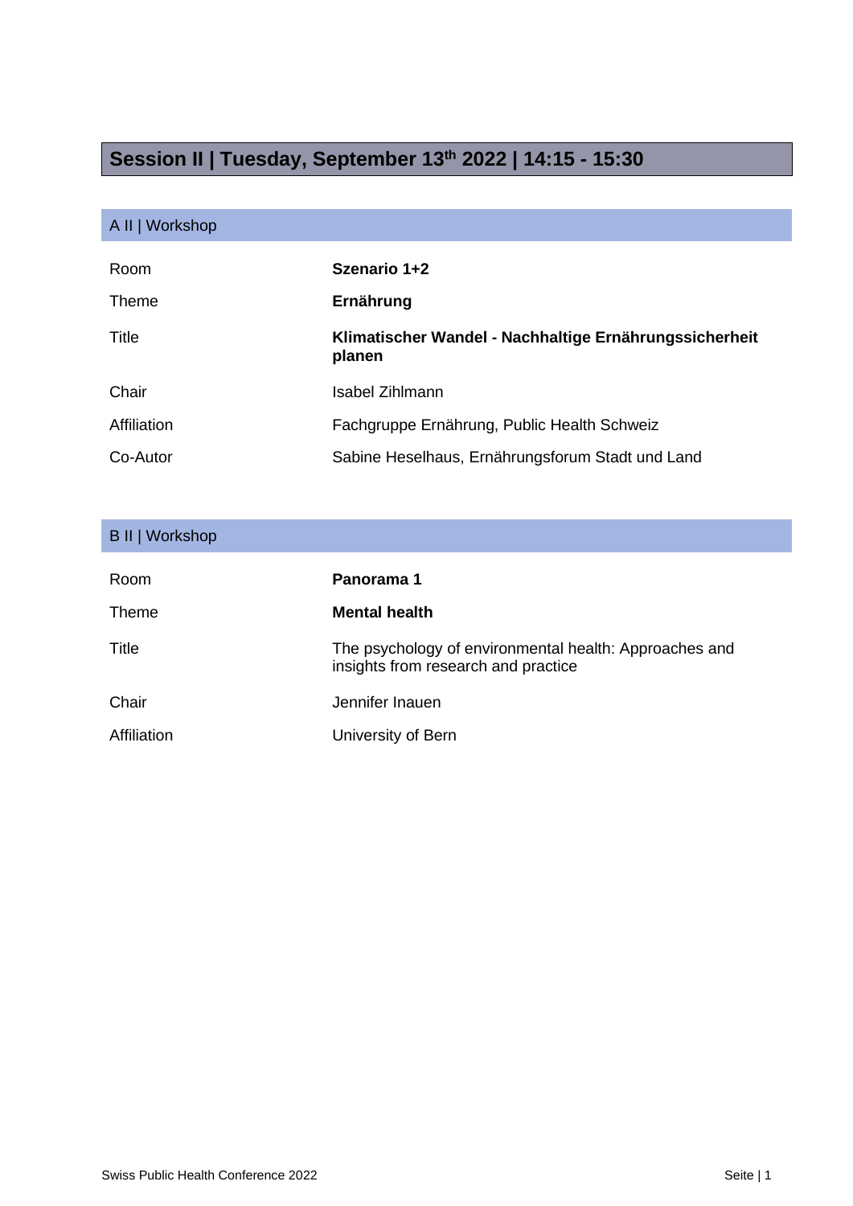# Session II | Tuesday, September 13th 2022 | 14:15 - 15:30

## A II | Workshop

| | |
|---|---|
| Room | **Szenario 1+2** |
| Theme | **Ernährung** |
| Title | **Klimatischer Wandel - Nachhaltige Ernährungssicherheit planen** |
| Chair | Isabel Zihlmann |
| Affiliation | Fachgruppe Ernährung, Public Health Schweiz |
| Co-Autor | Sabine Heselhaus, Ernährungsforum Stadt und Land |

## B II | Workshop

| | |
|---|---|
| Room | **Panorama 1** |
| Theme | **Mental health** |
| Title | The psychology of environmental health: Approaches and insights from research and practice |
| Chair | Jennifer Inauen |
| Affiliation | University of Bern |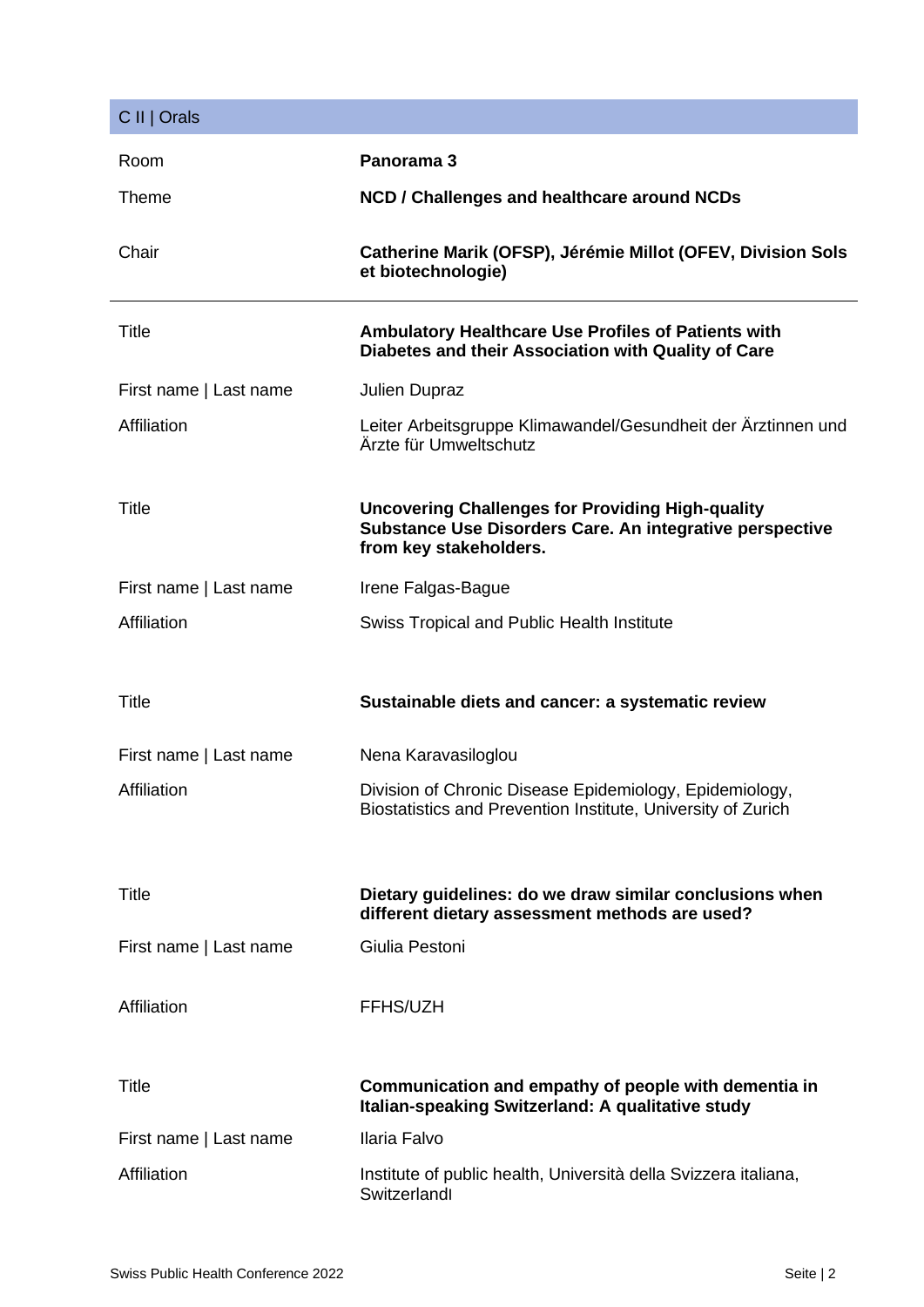## C II | Orals

| | |
|---|---|
| Room | **Panorama 3** |
| Theme | **NCD / Challenges and healthcare around NCDs** |
| Chair | **Catherine Marik (OFSP), Jérémie Millot (OFEV, Division Sols et biotechnologie)** |

---

| | |
|---|---|
| Title | **Ambulatory Healthcare Use Profiles of Patients with Diabetes and their Association with Quality of Care** |
| First name \| Last name | Julien Dupraz |
| Affiliation | Leiter Arbeitsgruppe Klimawandel/Gesundheit der Ärztinnen und Ärzte für Umweltschutz |
| Title | **Uncovering Challenges for Providing High-quality Substance Use Disorders Care. An integrative perspective from key stakeholders.** |
| First name \| Last name | Irene Falgas-Bague |
| Affiliation | Swiss Tropical and Public Health Institute |
| Title | **Sustainable diets and cancer: a systematic review** |
| First name \| Last name | Nena Karavasiloglou |
| Affiliation | Division of Chronic Disease Epidemiology, Epidemiology, Biostatistics and Prevention Institute, University of Zurich |
| Title | **Dietary guidelines: do we draw similar conclusions when different dietary assessment methods are used?** |
| First name \| Last name | Giulia Pestoni |
| Affiliation | FFHS/UZH |
| Title | **Communication and empathy of people with dementia in Italian-speaking Switzerland: A qualitative study** |
| First name \| Last name | Ilaria Falvo |
| Affiliation | Institute of public health, Università della Svizzera italiana, Switzerlandı |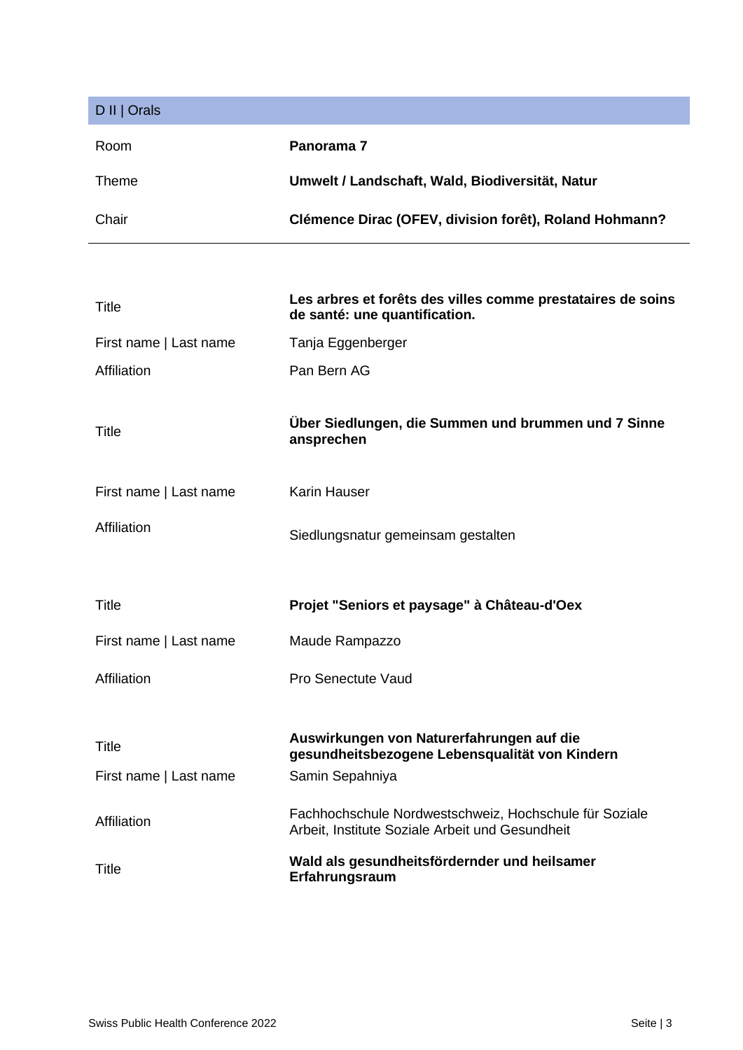## D II | Orals

| | |
|---|---|
| Room | **Panorama 7** |
| Theme | **Umwelt / Landschaft, Wald, Biodiversität, Natur** |
| Chair | **Clémence Dirac (OFEV, division forêt), Roland Hohmann?** |

| | |
|---|---|
| Title | **Les arbres et forêts des villes comme prestataires de soins de santé: une quantification.** |
| First name \| Last name | Tanja Eggenberger |
| Affiliation | Pan Bern AG |
| Title | **Über Siedlungen, die Summen und brummen und 7 Sinne ansprechen** |
| First name \| Last name | Karin Hauser |
| Affiliation | Siedlungsnatur gemeinsam gestalten |
| Title | **Projet "Seniors et paysage" à Château-d'Oex** |
| First name \| Last name | Maude Rampazzo |
| Affiliation | Pro Senectute Vaud |
| Title | **Auswirkungen von Naturerfahrungen auf die gesundheitsbezogene Lebensqualität von Kindern** |
| First name \| Last name | Samin Sepahniya |
| Affiliation | Fachhochschule Nordwestschweiz, Hochschule für Soziale Arbeit, Institute Soziale Arbeit und Gesundheit |
| Title | **Wald als gesundheitsfördernder und heilsamer Erfahrungsraum** |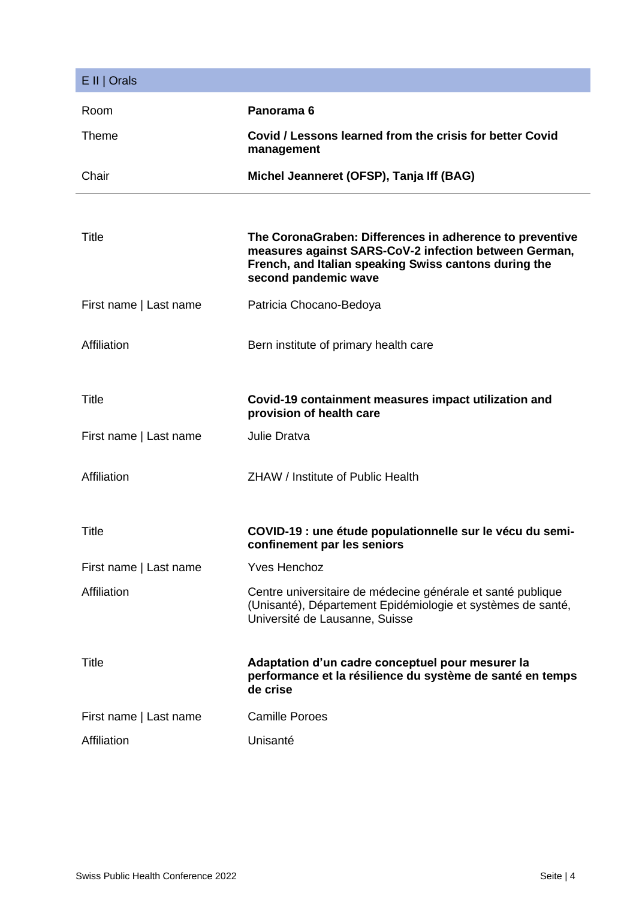## E II | Orals

| | |
|---|---|
| Room | **Panorama 6** |
| Theme | **Covid / Lessons learned from the crisis for better Covid management** |
| Chair | **Michel Jeanneret (OFSP), Tanja Iff (BAG)** |

---

| | |
|---|---|
| Title | **The CoronaGraben: Differences in adherence to preventive measures against SARS-CoV-2 infection between German, French, and Italian speaking Swiss cantons during the second pandemic wave** |
| First name \| Last name | Patricia Chocano-Bedoya |
| Affiliation | Bern institute of primary health care |

| | |
|---|---|
| Title | **Covid-19 containment measures impact utilization and provision of health care** |
| First name \| Last name | Julie Dratva |
| Affiliation | ZHAW / Institute of Public Health |

| | |
|---|---|
| Title | **COVID-19 : une étude populationnelle sur le vécu du semi-confinement par les seniors** |
| First name \| Last name | Yves Henchoz |
| Affiliation | Centre universitaire de médecine générale et santé publique (Unisanté), Département Epidémiologie et systèmes de santé, Université de Lausanne, Suisse |

| | |
|---|---|
| Title | **Adaptation d'un cadre conceptuel pour mesurer la performance et la résilience du système de santé en temps de crise** |
| First name \| Last name | Camille Poroes |
| Affiliation | Unisanté |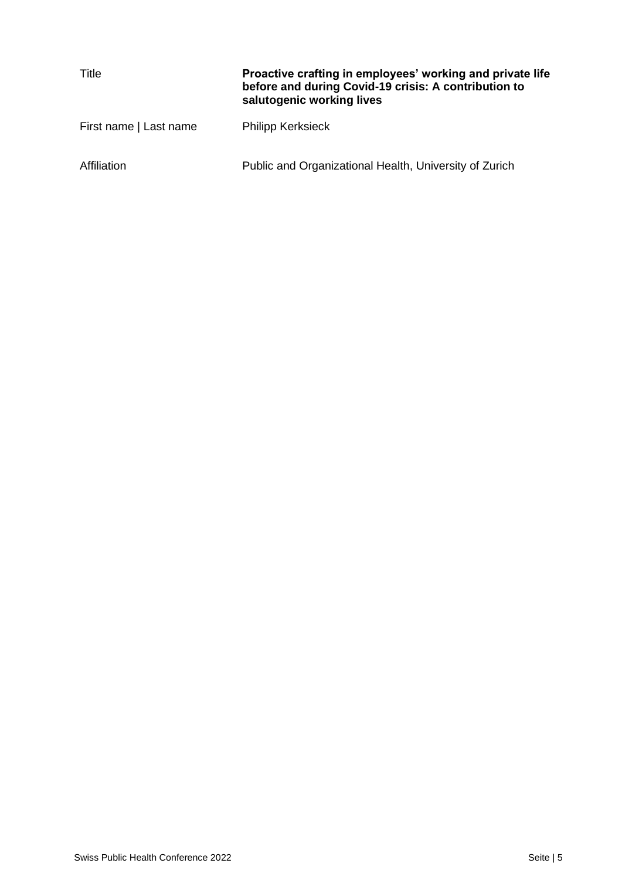| | |
|---|---|
| Title | **Proactive crafting in employees' working and private life before and during Covid-19 crisis: A contribution to salutogenic working lives** |
| First name \| Last name | Philipp Kerksieck |
| Affiliation | Public and Organizational Health, University of Zurich |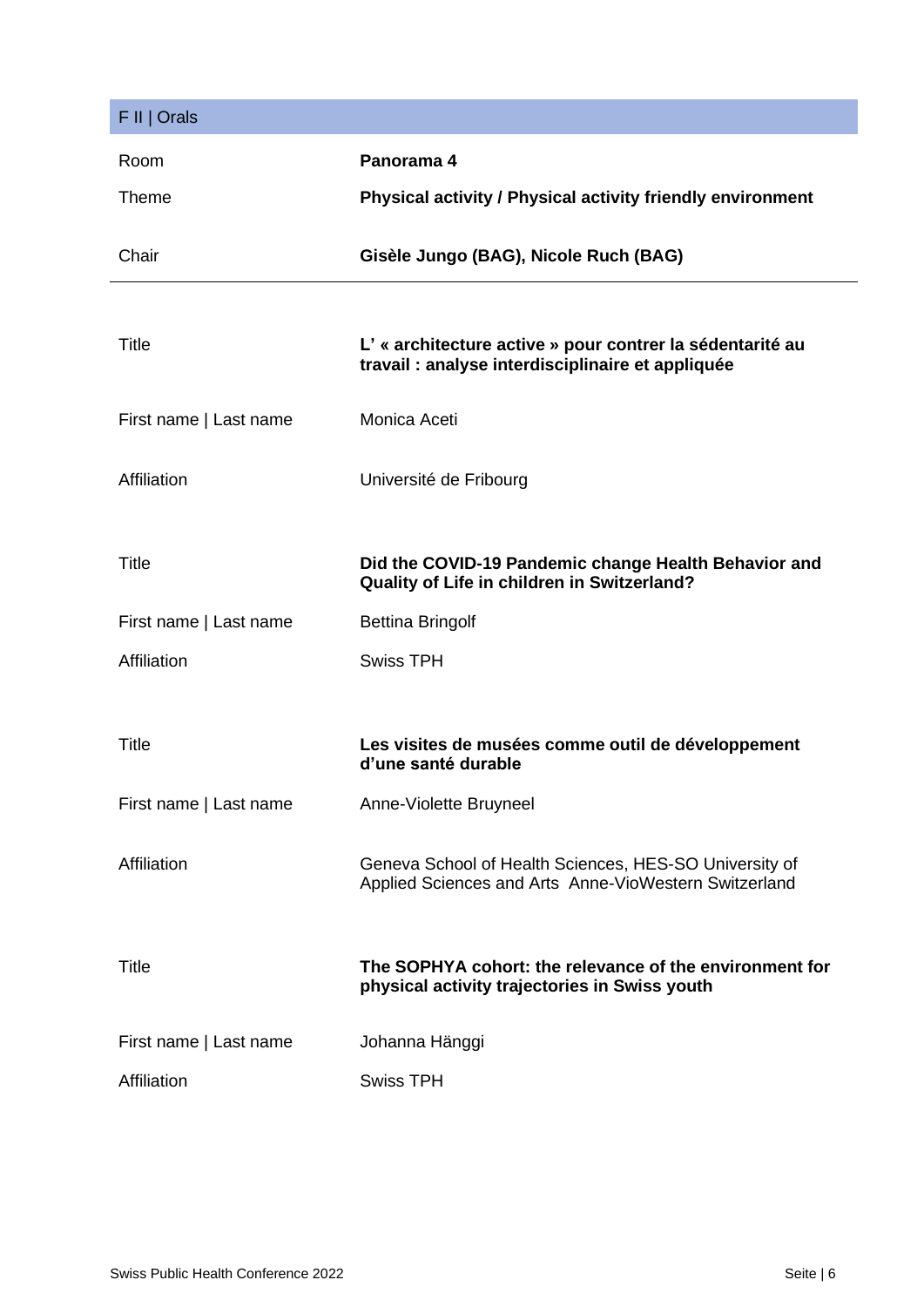## F II | Orals

| | |
|---|---|
| Room | **Panorama 4** |
| Theme | **Physical activity / Physical activity friendly environment** |
| Chair | **Gisèle Jungo (BAG), Nicole Ruch (BAG)** |

| | |
|---|---|
| Title | **L' « architecture active » pour contrer la sédentarité au travail : analyse interdisciplinaire et appliquée** |
| First name \| Last name | Monica Aceti |
| Affiliation | Université de Fribourg |
| Title | **Did the COVID-19 Pandemic change Health Behavior and Quality of Life in children in Switzerland?** |
| First name \| Last name | Bettina Bringolf |
| Affiliation | Swiss TPH |
| Title | **Les visites de musées comme outil de développement d'une santé durable** |
| First name \| Last name | Anne-Violette Bruyneel |
| Affiliation | Geneva School of Health Sciences, HES-SO University of Applied Sciences and Arts Anne-VioWestern Switzerland |
| Title | **The SOPHYA cohort: the relevance of the environment for physical activity trajectories in Swiss youth** |
| First name \| Last name | Johanna Hänggi |
| Affiliation | Swiss TPH |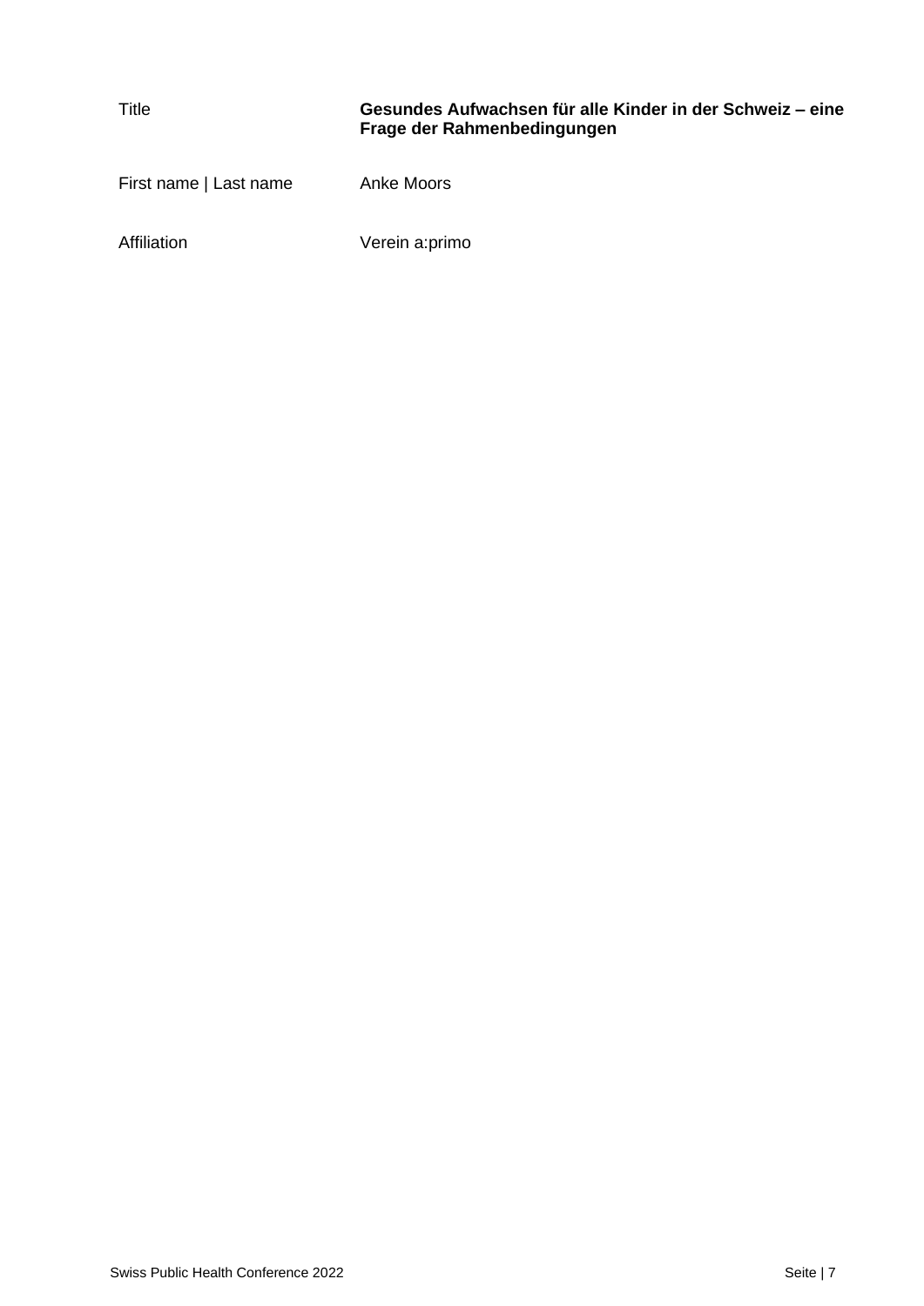| Title | **Gesundes Aufwachsen für alle Kinder in der Schweiz – eine Frage der Rahmenbedingungen** |
|---|---|
| First name \| Last name | Anke Moors |
| Affiliation | Verein a:primo |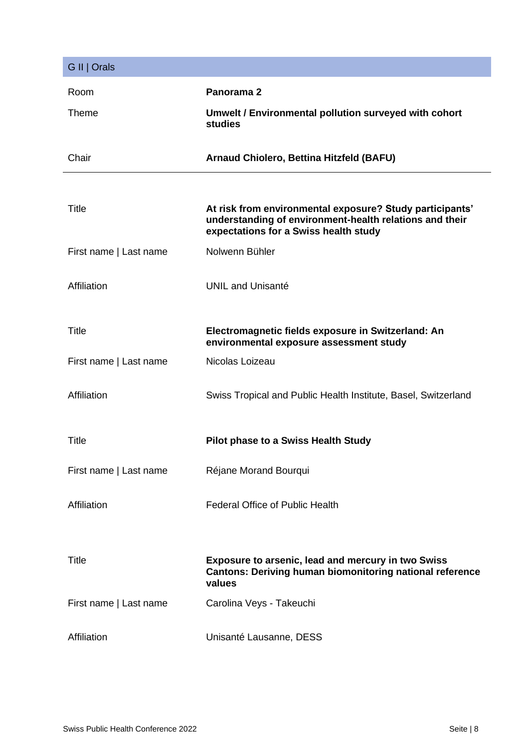## G II | Orals

| | |
|---|---|
| Room | **Panorama 2** |
| Theme | **Umwelt / Environmental pollution surveyed with cohort studies** |
| Chair | **Arnaud Chiolero, Bettina Hitzfeld (BAFU)** |

---

| | |
|---|---|
| Title | **At risk from environmental exposure? Study participants' understanding of environment-health relations and their expectations for a Swiss health study** |
| First name \| Last name | Nolwenn Bühler |
| Affiliation | UNIL and Unisanté |

| | |
|---|---|
| Title | **Electromagnetic fields exposure in Switzerland: An environmental exposure assessment study** |
| First name \| Last name | Nicolas Loizeau |
| Affiliation | Swiss Tropical and Public Health Institute, Basel, Switzerland |

| | |
|---|---|
| Title | **Pilot phase to a Swiss Health Study** |
| First name \| Last name | Réjane Morand Bourqui |
| Affiliation | Federal Office of Public Health |

| | |
|---|---|
| Title | **Exposure to arsenic, lead and mercury in two Swiss Cantons: Deriving human biomonitoring national reference values** |
| First name \| Last name | Carolina Veys - Takeuchi |
| Affiliation | Unisanté Lausanne, DESS |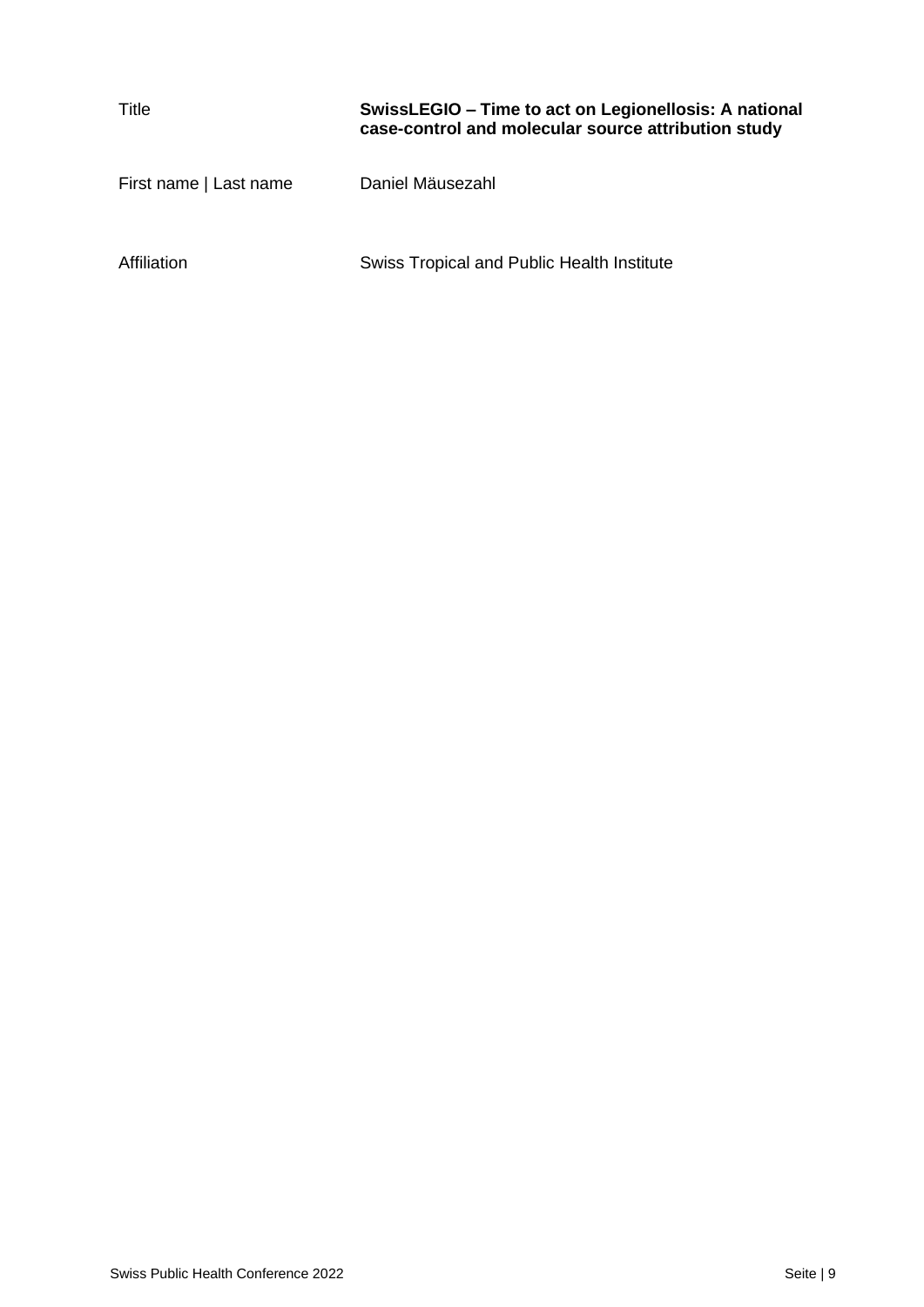| | |
|---|---|
| Title | **SwissLEGIO – Time to act on Legionellosis: A national case-control and molecular source attribution study** |
| First name \| Last name | Daniel Mäusezahl |
| Affiliation | Swiss Tropical and Public Health Institute |